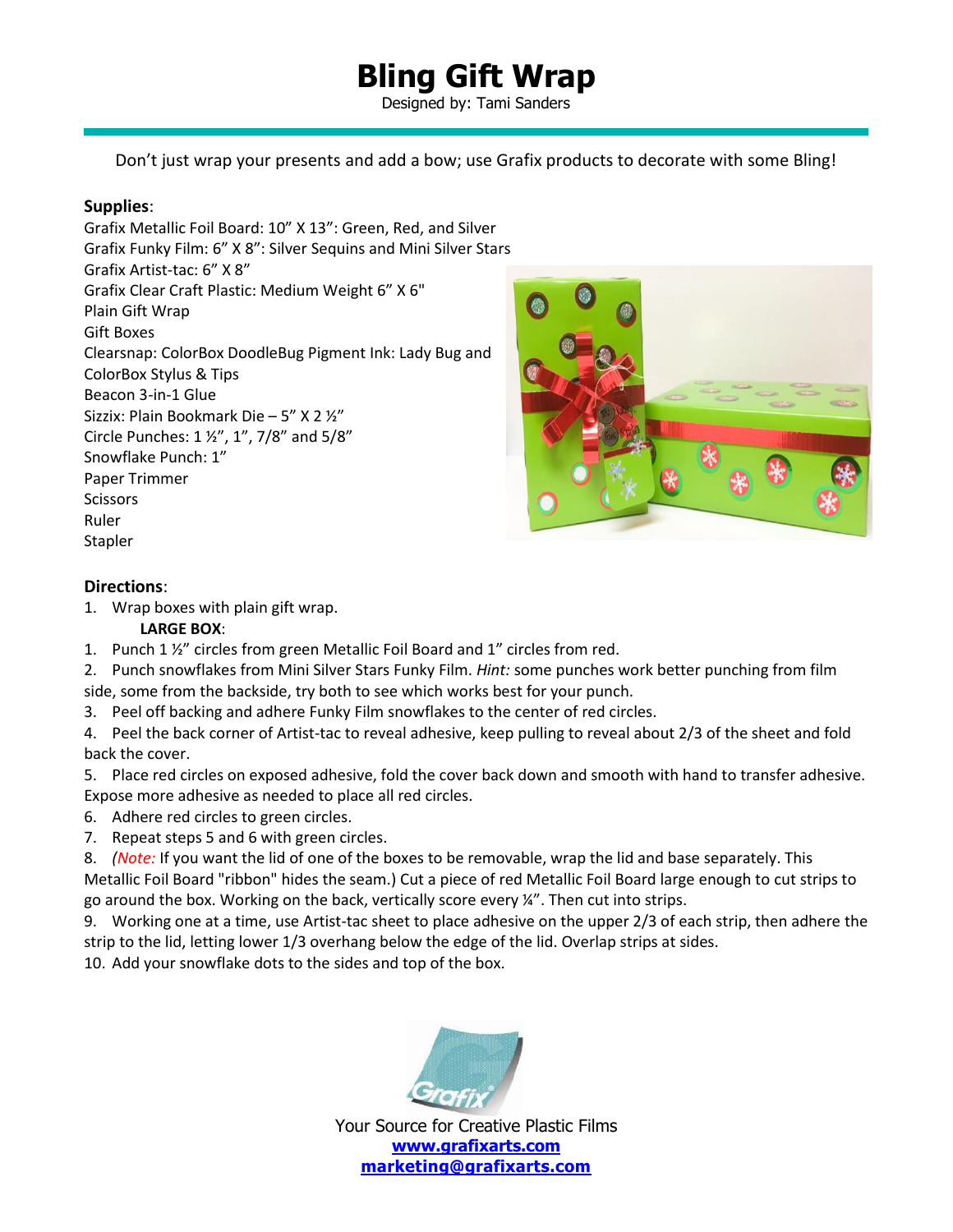# Bling Gift Wrap

Designed by: Tami Sanders

Don't just wrap your presents and add a bow; use Grafix products to decorate with some Bling!

**Supplies**:

Grafix Metallic Foil Board: 10" X 13": Green, Red, and Silver
Grafix Funky Film: 6" X 8": Silver Sequins and Mini Silver Stars
Grafix Artist-tac: 6" X 8"
Grafix Clear Craft Plastic: Medium Weight 6" X 6"
Plain Gift Wrap
Gift Boxes
Clearsnap: ColorBox DoodleBug Pigment Ink: Lady Bug and
ColorBox Stylus & Tips
Beacon 3-in-1 Glue
Sizzix: Plain Bookmark Die – 5" X 2 ½"
Circle Punches: 1 ½", 1", 7/8" and 5/8"
Snowflake Punch: 1"
Paper Trimmer
Scissors
Ruler
Stapler

**Directions**:

1. Wrap boxes with plain gift wrap.

**LARGE BOX**:

1. Punch 1 ½" circles from green Metallic Foil Board and 1" circles from red.
2. Punch snowflakes from Mini Silver Stars Funky Film. *Hint:* some punches work better punching from film side, some from the backside, try both to see which works best for your punch.
3. Peel off backing and adhere Funky Film snowflakes to the center of red circles.
4. Peel the back corner of Artist-tac to reveal adhesive, keep pulling to reveal about 2/3 of the sheet and fold back the cover.
5. Place red circles on exposed adhesive, fold the cover back down and smooth with hand to transfer adhesive. Expose more adhesive as needed to place all red circles.
6. Adhere red circles to green circles.
7. Repeat steps 5 and 6 with green circles.
8. *(Note:* If you want the lid of one of the boxes to be removable, wrap the lid and base separately. This Metallic Foil Board "ribbon" hides the seam.) Cut a piece of red Metallic Foil Board large enough to cut strips to go around the box. Working on the back, vertically score every ¼". Then cut into strips.
9. Working one at a time, use Artist-tac sheet to place adhesive on the upper 2/3 of each strip, then adhere the strip to the lid, letting lower 1/3 overhang below the edge of the lid. Overlap strips at sides.
10. Add your snowflake dots to the sides and top of the box.

Your Source for Creative Plastic Films
**www.grafixarts.com**
**marketing@grafixarts.com**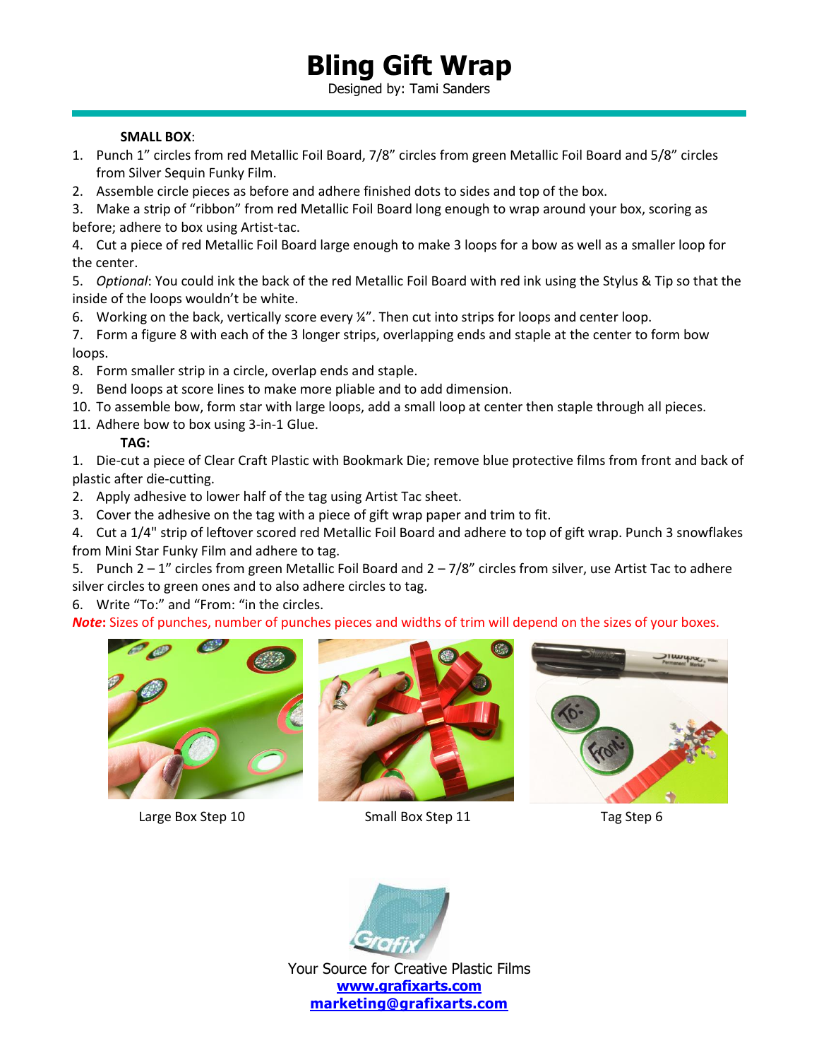# Bling Gift Wrap

Designed by: Tami Sanders

**SMALL BOX**:

1. Punch 1" circles from red Metallic Foil Board, 7/8" circles from green Metallic Foil Board and 5/8" circles from Silver Sequin Funky Film.
2. Assemble circle pieces as before and adhere finished dots to sides and top of the box.
3. Make a strip of "ribbon" from red Metallic Foil Board long enough to wrap around your box, scoring as before; adhere to box using Artist-tac.
4. Cut a piece of red Metallic Foil Board large enough to make 3 loops for a bow as well as a smaller loop for the center.
5. *Optional*: You could ink the back of the red Metallic Foil Board with red ink using the Stylus & Tip so that the inside of the loops wouldn't be white.
6. Working on the back, vertically score every ¼". Then cut into strips for loops and center loop.
7. Form a figure 8 with each of the 3 longer strips, overlapping ends and staple at the center to form bow loops.
8. Form smaller strip in a circle, overlap ends and staple.
9. Bend loops at score lines to make more pliable and to add dimension.
10. To assemble bow, form star with large loops, add a small loop at center then staple through all pieces.
11. Adhere bow to box using 3-in-1 Glue.

**TAG:**

1. Die-cut a piece of Clear Craft Plastic with Bookmark Die; remove blue protective films from front and back of plastic after die-cutting.
2. Apply adhesive to lower half of the tag using Artist Tac sheet.
3. Cover the adhesive on the tag with a piece of gift wrap paper and trim to fit.
4. Cut a 1/4" strip of leftover scored red Metallic Foil Board and adhere to top of gift wrap. Punch 3 snowflakes from Mini Star Funky Film and adhere to tag.
5. Punch 2 – 1" circles from green Metallic Foil Board and 2 – 7/8" circles from silver, use Artist Tac to adhere silver circles to green ones and to also adhere circles to tag.
6. Write "To:" and "From: "in the circles.

***Note*****:** Sizes of punches, number of punches pieces and widths of trim will depend on the sizes of your boxes.

Large Box Step 10

Small Box Step 11

Tag Step 6

Your Source for Creative Plastic Films

**www.grafixarts.com**

**marketing@grafixarts.com**